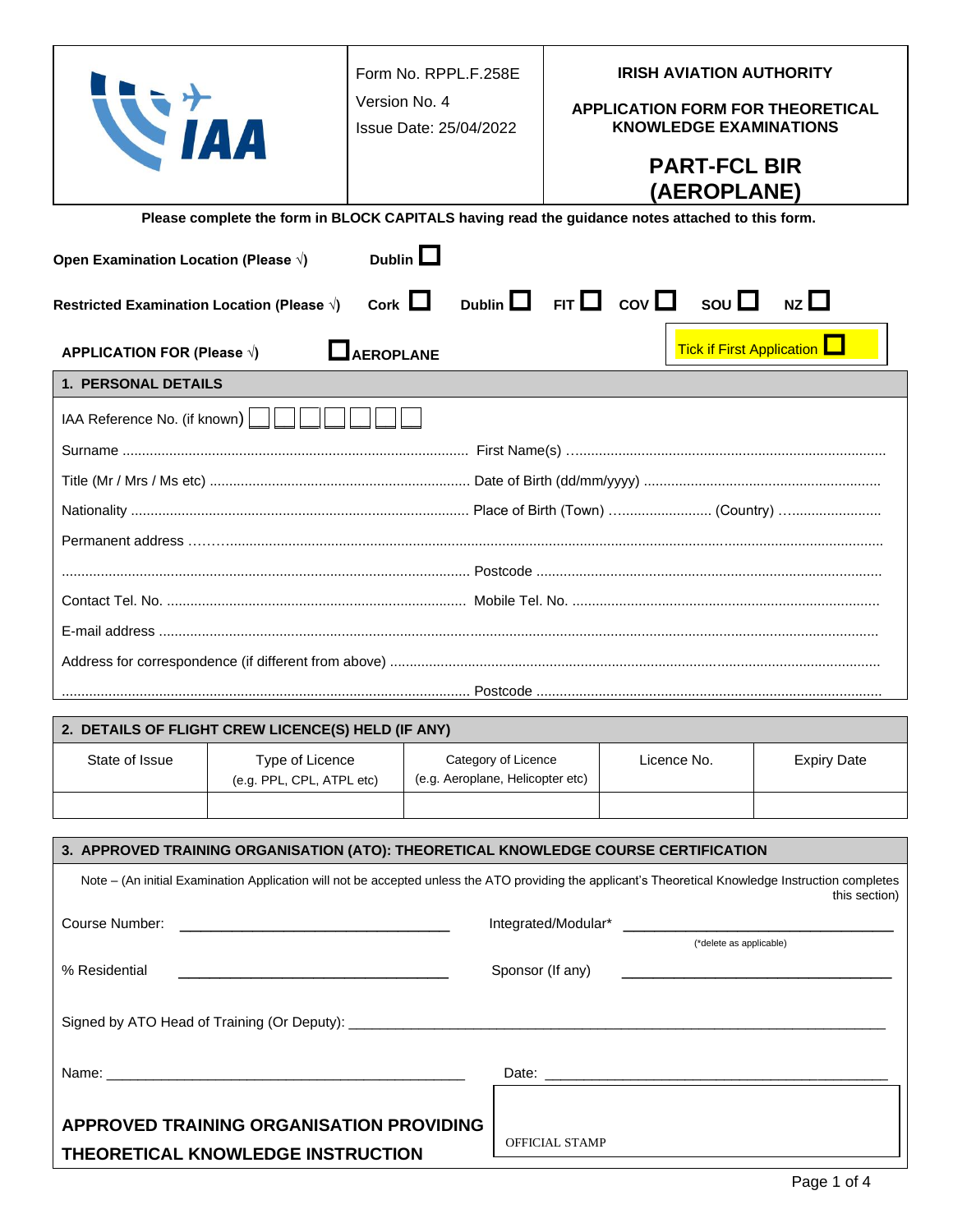| IAA | Form No. RPPL.F.258E<br>Version No. 4<br>Issue Date: 25/04/2022 | **IRISH AVIATION AUTHORITY**<br>**APPLICATION FORM FOR THEORETICAL KNOWLEDGE EXAMINATIONS**<br>**PART-FCL BIR (AEROPLANE)** |
|---|---|---|

**Please complete the form in BLOCK CAPITALS having read the guidance notes attached to this form.**

**Open Examination Location (Please √)** **Dublin** ☐

**Restricted Examination Location (Please √)** **Cork** ☐ **Dublin** ☐ **FIT** ☐ **COV** ☐ **SOU** ☐ **NZ** ☐

**APPLICATION FOR (Please √)** ☐ **AEROPLANE**

Tick if First Application ☐

## 1. PERSONAL DETAILS

IAA Reference No. (if known) ☐☐☐☐☐☐☐

Surname ........................................................................................ First Name(s) ................................................................................

Title (Mr / Mrs / Ms etc) .................................................................. Date of Birth (dd/mm/yyyy) ............................................................

Nationality ...................................................................................... Place of Birth (Town) ......................... (Country) .........................

Permanent address ..........................................................................................................................................................................

........................................................................................................ Postcode ........................................................................................

Contact Tel. No. ............................................................................ Mobile Tel. No. ..............................................................................

E-mail address .................................................................................................................................................................................

Address for correspondence (if different from above) .........................................................................................................................

........................................................................................................ Postcode ........................................................................................

## 2. DETAILS OF FLIGHT CREW LICENCE(S) HELD (IF ANY)

| State of Issue | Type of Licence (e.g. PPL, CPL, ATPL etc) | Category of Licence (e.g. Aeroplane, Helicopter etc) | Licence No. | Expiry Date |
|---|---|---|---|---|
| | | | | |

## 3. APPROVED TRAINING ORGANISATION (ATO): THEORETICAL KNOWLEDGE COURSE CERTIFICATION

Note – (An initial Examination Application will not be accepted unless the ATO providing the applicant's Theoretical Knowledge Instruction completes this section)

Course Number: ________________________________ Integrated/Modular* ________________________________
(*delete as applicable)

% Residential ________________________________ Sponsor (If any) ________________________________

Signed by ATO Head of Training (Or Deputy): ________________________________________________

Name: ________________________________________ Date: ________________________________________

**APPROVED TRAINING ORGANISATION PROVIDING THEORETICAL KNOWLEDGE INSTRUCTION**

OFFICIAL STAMP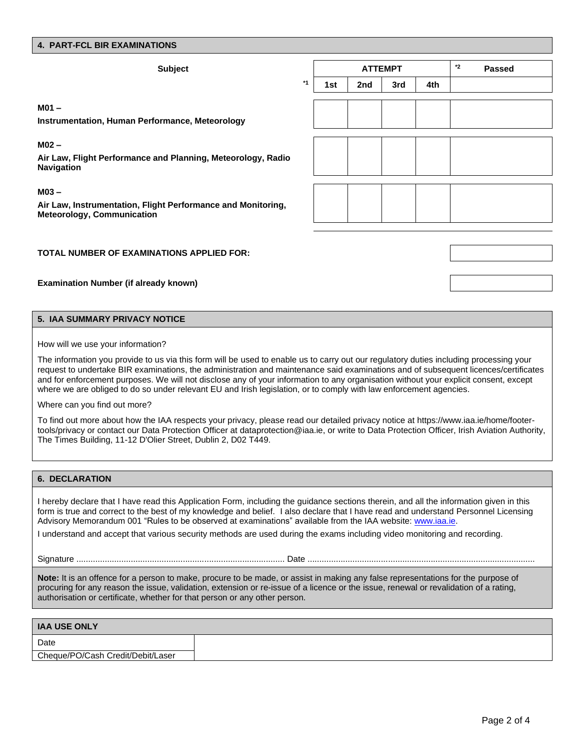## 4. PART-FCL BIR EXAMINATIONS

| Subject | ATTEMPT *1 | | | | *2 Passed |
|---|---|---|---|---|---|
| | 1st | 2nd | 3rd | 4th | |
| **M01 –** **Instrumentation, Human Performance, Meteorology** | | | | | |
| **M02 –** **Air Law, Flight Performance and Planning, Meteorology, Radio Navigation** | | | | | |
| **M03 –** **Air Law, Instrumentation, Flight Performance and Monitoring, Meteorology, Communication** | | | | | |

**TOTAL NUMBER OF EXAMINATIONS APPLIED FOR:**

**Examination Number (if already known)**

## 5. IAA SUMMARY PRIVACY NOTICE

How will we use your information?

The information you provide to us via this form will be used to enable us to carry out our regulatory duties including processing your request to undertake BIR examinations, the administration and maintenance said examinations and of subsequent licences/certificates and for enforcement purposes. We will not disclose any of your information to any organisation without your explicit consent, except where we are obliged to do so under relevant EU and Irish legislation, or to comply with law enforcement agencies.

Where can you find out more?

To find out more about how the IAA respects your privacy, please read our detailed privacy notice at https://www.iaa.ie/home/footer-tools/privacy or contact our Data Protection Officer at dataprotection@iaa.ie, or write to Data Protection Officer, Irish Aviation Authority, The Times Building, 11-12 D'Olier Street, Dublin 2, D02 T449.

## 6. DECLARATION

I hereby declare that I have read this Application Form, including the guidance sections therein, and all the information given in this form is true and correct to the best of my knowledge and belief. I also declare that I have read and understand Personnel Licensing Advisory Memorandum 001 "Rules to be observed at examinations" available from the IAA website: www.iaa.ie.

I understand and accept that various security methods are used during the exams including video monitoring and recording.

Signature ........................................................................................ Date ................................................................................................

**Note:** It is an offence for a person to make, procure to be made, or assist in making any false representations for the purpose of procuring for any reason the issue, validation, extension or re-issue of a licence or the issue, renewal or revalidation of a rating, authorisation or certificate, whether for that person or any other person.

## IAA USE ONLY

| Date | |
|---|---|
| Cheque/PO/Cash Credit/Debit/Laser | |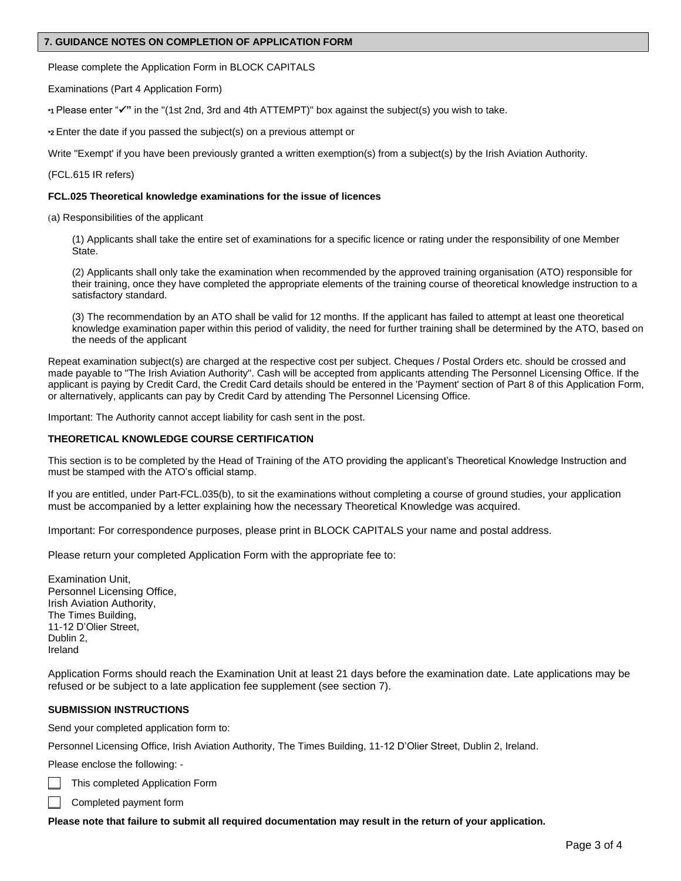## 7. GUIDANCE NOTES ON COMPLETION OF APPLICATION FORM

Please complete the Application Form in BLOCK CAPITALS

Examinations (Part 4 Application Form)

*1 Please enter "✔" in the "(1st 2nd, 3rd and 4th ATTEMPT)" box against the subject(s) you wish to take.

*2 Enter the date if you passed the subject(s) on a previous attempt or

Write "Exempt' if you have been previously granted a written exemption(s) from a subject(s) by the Irish Aviation Authority.

(FCL.615 IR refers)

**FCL.025 Theoretical knowledge examinations for the issue of licences**

(a) Responsibilities of the applicant

(1) Applicants shall take the entire set of examinations for a specific licence or rating under the responsibility of one Member State.

(2) Applicants shall only take the examination when recommended by the approved training organisation (ATO) responsible for their training, once they have completed the appropriate elements of the training course of theoretical knowledge instruction to a satisfactory standard.

(3) The recommendation by an ATO shall be valid for 12 months. If the applicant has failed to attempt at least one theoretical knowledge examination paper within this period of validity, the need for further training shall be determined by the ATO, based on the needs of the applicant

Repeat examination subject(s) are charged at the respective cost per subject. Cheques / Postal Orders etc. should be crossed and made payable to "The Irish Aviation Authority". Cash will be accepted from applicants attending The Personnel Licensing Office. If the applicant is paying by Credit Card, the Credit Card details should be entered in the 'Payment' section of Part 8 of this Application Form, or alternatively, applicants can pay by Credit Card by attending The Personnel Licensing Office.

Important: The Authority cannot accept liability for cash sent in the post.

**THEORETICAL KNOWLEDGE COURSE CERTIFICATION**

This section is to be completed by the Head of Training of the ATO providing the applicant's Theoretical Knowledge Instruction and must be stamped with the ATO's official stamp.

If you are entitled, under Part-FCL.035(b), to sit the examinations without completing a course of ground studies, your application must be accompanied by a letter explaining how the necessary Theoretical Knowledge was acquired.

Important: For correspondence purposes, please print in BLOCK CAPITALS your name and postal address.

Please return your completed Application Form with the appropriate fee to:

Examination Unit,
Personnel Licensing Office,
Irish Aviation Authority,
The Times Building,
11-12 D'Olier Street,
Dublin 2,
Ireland

Application Forms should reach the Examination Unit at least 21 days before the examination date. Late applications may be refused or be subject to a late application fee supplement (see section 7).

**SUBMISSION INSTRUCTIONS**

Send your completed application form to:

Personnel Licensing Office, Irish Aviation Authority, The Times Building, 11-12 D'Olier Street, Dublin 2, Ireland.

Please enclose the following: -

- ☐ This completed Application Form
- ☐ Completed payment form

**Please note that failure to submit all required documentation may result in the return of your application.**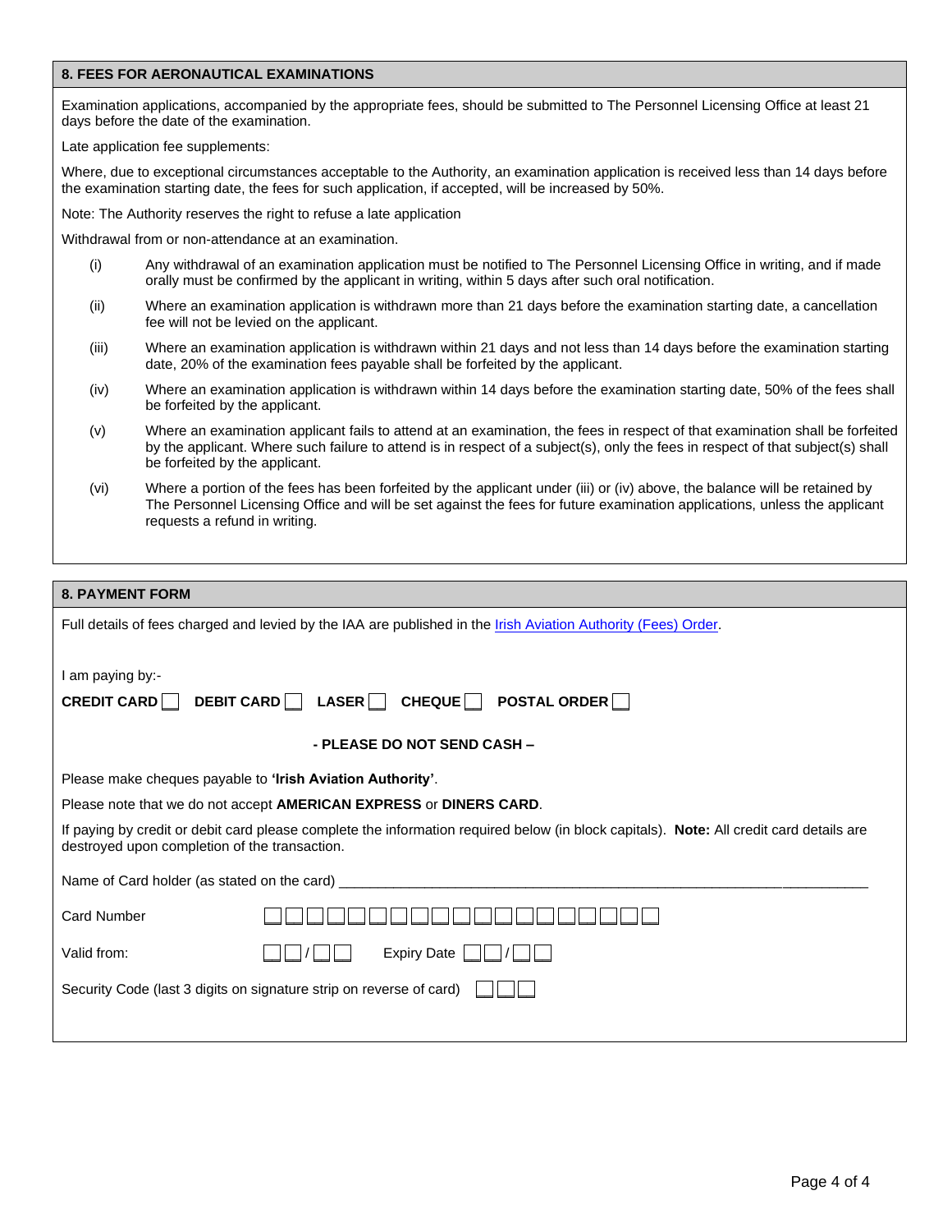## 8. FEES FOR AERONAUTICAL EXAMINATIONS

Examination applications, accompanied by the appropriate fees, should be submitted to The Personnel Licensing Office at least 21 days before the date of the examination.

Late application fee supplements:

Where, due to exceptional circumstances acceptable to the Authority, an examination application is received less than 14 days before the examination starting date, the fees for such application, if accepted, will be increased by 50%.

Note: The Authority reserves the right to refuse a late application

Withdrawal from or non-attendance at an examination.

(i) Any withdrawal of an examination application must be notified to The Personnel Licensing Office in writing, and if made orally must be confirmed by the applicant in writing, within 5 days after such oral notification.

(ii) Where an examination application is withdrawn more than 21 days before the examination starting date, a cancellation fee will not be levied on the applicant.

(iii) Where an examination application is withdrawn within 21 days and not less than 14 days before the examination starting date, 20% of the examination fees payable shall be forfeited by the applicant.

(iv) Where an examination application is withdrawn within 14 days before the examination starting date, 50% of the fees shall be forfeited by the applicant.

(v) Where an examination applicant fails to attend at an examination, the fees in respect of that examination shall be forfeited by the applicant. Where such failure to attend is in respect of a subject(s), only the fees in respect of that subject(s) shall be forfeited by the applicant.

(vi) Where a portion of the fees has been forfeited by the applicant under (iii) or (iv) above, the balance will be retained by The Personnel Licensing Office and will be set against the fees for future examination applications, unless the applicant requests a refund in writing.

## 8. PAYMENT FORM

Full details of fees charged and levied by the IAA are published in the Irish Aviation Authority (Fees) Order.

I am paying by:-

**CREDIT CARD** ☐ **DEBIT CARD** ☐ **LASER** ☐ **CHEQUE** ☐ **POSTAL ORDER** ☐

**- PLEASE DO NOT SEND CASH –**

Please make cheques payable to **'Irish Aviation Authority'**.

Please note that we do not accept **AMERICAN EXPRESS** or **DINERS CARD**.

If paying by credit or debit card please complete the information required below (in block capitals). **Note:** All credit card details are destroyed upon completion of the transaction.

Name of Card holder (as stated on the card) ______________________________________________

Card Number ☐☐☐☐☐☐☐☐☐☐☐☐☐☐☐☐☐☐☐

Valid from: ☐☐ / ☐☐ Expiry Date ☐☐ / ☐☐

Security Code (last 3 digits on signature strip on reverse of card) ☐☐☐